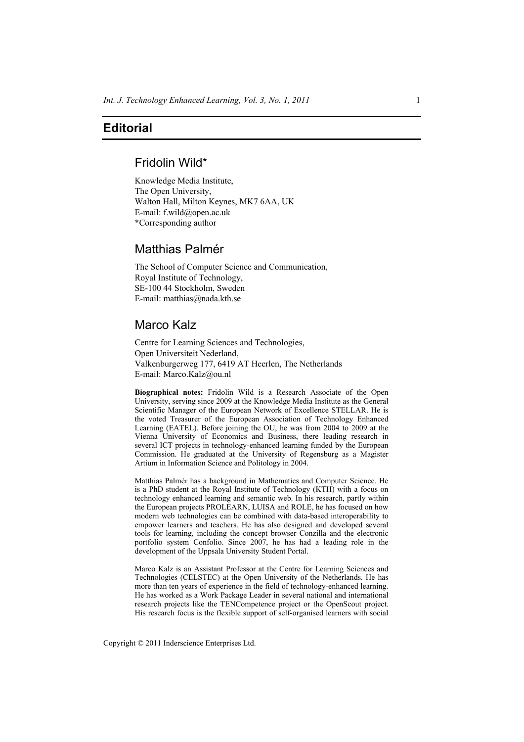# Editorial

## Fridolin Wild*

Knowledge Media Institute,
The Open University,
Walton Hall, Milton Keynes, MK7 6AA, UK
E-mail: f.wild@open.ac.uk
*Corresponding author

## Matthias Palmér

The School of Computer Science and Communication,
Royal Institute of Technology,
SE-100 44 Stockholm, Sweden
E-mail: matthias@nada.kth.se

## Marco Kalz

Centre for Learning Sciences and Technologies,
Open Universiteit Nederland,
Valkenburgerweg 177, 6419 AT Heerlen, The Netherlands
E-mail: Marco.Kalz@ou.nl

**Biographical notes:** Fridolin Wild is a Research Associate of the Open University, serving since 2009 at the Knowledge Media Institute as the General Scientific Manager of the European Network of Excellence STELLAR. He is the voted Treasurer of the European Association of Technology Enhanced Learning (EATEL). Before joining the OU, he was from 2004 to 2009 at the Vienna University of Economics and Business, there leading research in several ICT projects in technology-enhanced learning funded by the European Commission. He graduated at the University of Regensburg as a Magister Artium in Information Science and Politology in 2004.

Matthias Palmér has a background in Mathematics and Computer Science. He is a PhD student at the Royal Institute of Technology (KTH) with a focus on technology enhanced learning and semantic web. In his research, partly within the European projects PROLEARN, LUISA and ROLE, he has focused on how modern web technologies can be combined with data-based interoperability to empower learners and teachers. He has also designed and developed several tools for learning, including the concept browser Conzilla and the electronic portfolio system Confolio. Since 2007, he has had a leading role in the development of the Uppsala University Student Portal.

Marco Kalz is an Assistant Professor at the Centre for Learning Sciences and Technologies (CELSTEC) at the Open University of the Netherlands. He has more than ten years of experience in the field of technology-enhanced learning. He has worked as a Work Package Leader in several national and international research projects like the TENCompetence project or the OpenScout project. His research focus is the flexible support of self-organised learners with social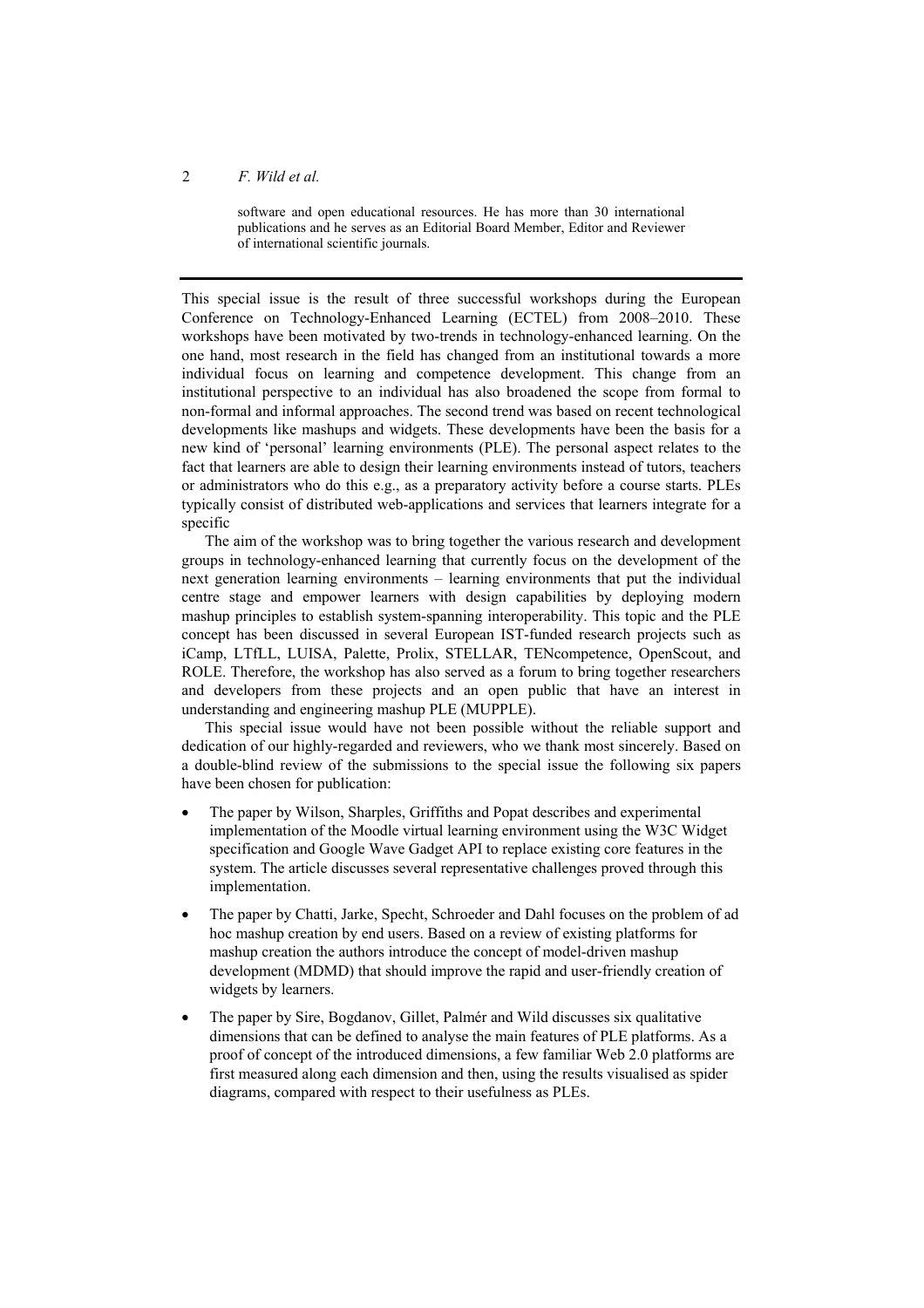software and open educational resources. He has more than 30 international publications and he serves as an Editorial Board Member, Editor and Reviewer of international scientific journals.

---

This special issue is the result of three successful workshops during the European Conference on Technology-Enhanced Learning (ECTEL) from 2008–2010. These workshops have been motivated by two-trends in technology-enhanced learning. On the one hand, most research in the field has changed from an institutional towards a more individual focus on learning and competence development. This change from an institutional perspective to an individual has also broadened the scope from formal to non-formal and informal approaches. The second trend was based on recent technological developments like mashups and widgets. These developments have been the basis for a new kind of 'personal' learning environments (PLE). The personal aspect relates to the fact that learners are able to design their learning environments instead of tutors, teachers or administrators who do this e.g., as a preparatory activity before a course starts. PLEs typically consist of distributed web-applications and services that learners integrate for a specific

The aim of the workshop was to bring together the various research and development groups in technology-enhanced learning that currently focus on the development of the next generation learning environments – learning environments that put the individual centre stage and empower learners with design capabilities by deploying modern mashup principles to establish system-spanning interoperability. This topic and the PLE concept has been discussed in several European IST-funded research projects such as iCamp, LTfLL, LUISA, Palette, Prolix, STELLAR, TENcompetence, OpenScout, and ROLE. Therefore, the workshop has also served as a forum to bring together researchers and developers from these projects and an open public that have an interest in understanding and engineering mashup PLE (MUPPLE).

This special issue would have not been possible without the reliable support and dedication of our highly-regarded and reviewers, who we thank most sincerely. Based on a double-blind review of the submissions to the special issue the following six papers have been chosen for publication:

- The paper by Wilson, Sharples, Griffiths and Popat describes and experimental implementation of the Moodle virtual learning environment using the W3C Widget specification and Google Wave Gadget API to replace existing core features in the system. The article discusses several representative challenges proved through this implementation.
- The paper by Chatti, Jarke, Specht, Schroeder and Dahl focuses on the problem of ad hoc mashup creation by end users. Based on a review of existing platforms for mashup creation the authors introduce the concept of model-driven mashup development (MDMD) that should improve the rapid and user-friendly creation of widgets by learners.
- The paper by Sire, Bogdanov, Gillet, Palmér and Wild discusses six qualitative dimensions that can be defined to analyse the main features of PLE platforms. As a proof of concept of the introduced dimensions, a few familiar Web 2.0 platforms are first measured along each dimension and then, using the results visualised as spider diagrams, compared with respect to their usefulness as PLEs.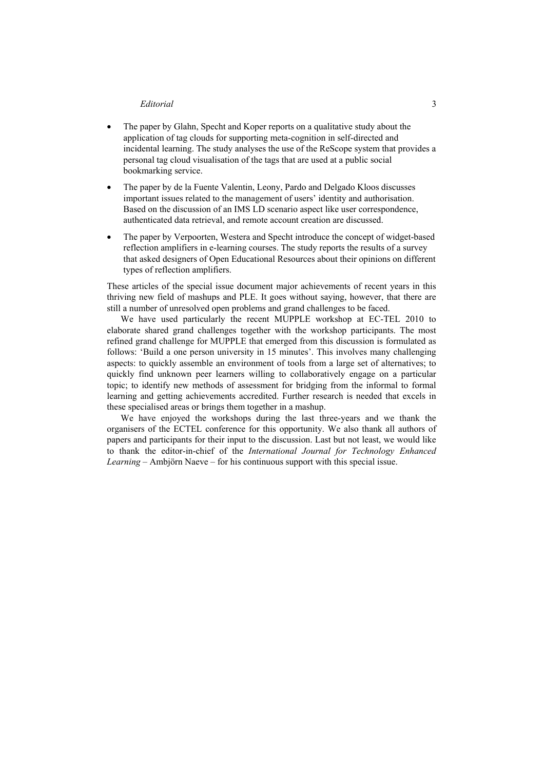- The paper by Glahn, Specht and Koper reports on a qualitative study about the application of tag clouds for supporting meta-cognition in self-directed and incidental learning. The study analyses the use of the ReScope system that provides a personal tag cloud visualisation of the tags that are used at a public social bookmarking service.
- The paper by de la Fuente Valentin, Leony, Pardo and Delgado Kloos discusses important issues related to the management of users' identity and authorisation. Based on the discussion of an IMS LD scenario aspect like user correspondence, authenticated data retrieval, and remote account creation are discussed.
- The paper by Verpoorten, Westera and Specht introduce the concept of widget-based reflection amplifiers in e-learning courses. The study reports the results of a survey that asked designers of Open Educational Resources about their opinions on different types of reflection amplifiers.

These articles of the special issue document major achievements of recent years in this thriving new field of mashups and PLE. It goes without saying, however, that there are still a number of unresolved open problems and grand challenges to be faced.

We have used particularly the recent MUPPLE workshop at EC-TEL 2010 to elaborate shared grand challenges together with the workshop participants. The most refined grand challenge for MUPPLE that emerged from this discussion is formulated as follows: 'Build a one person university in 15 minutes'. This involves many challenging aspects: to quickly assemble an environment of tools from a large set of alternatives; to quickly find unknown peer learners willing to collaboratively engage on a particular topic; to identify new methods of assessment for bridging from the informal to formal learning and getting achievements accredited. Further research is needed that excels in these specialised areas or brings them together in a mashup.

We have enjoyed the workshops during the last three-years and we thank the organisers of the ECTEL conference for this opportunity. We also thank all authors of papers and participants for their input to the discussion. Last but not least, we would like to thank the editor-in-chief of the *International Journal for Technology Enhanced Learning* – Ambjörn Naeve – for his continuous support with this special issue.